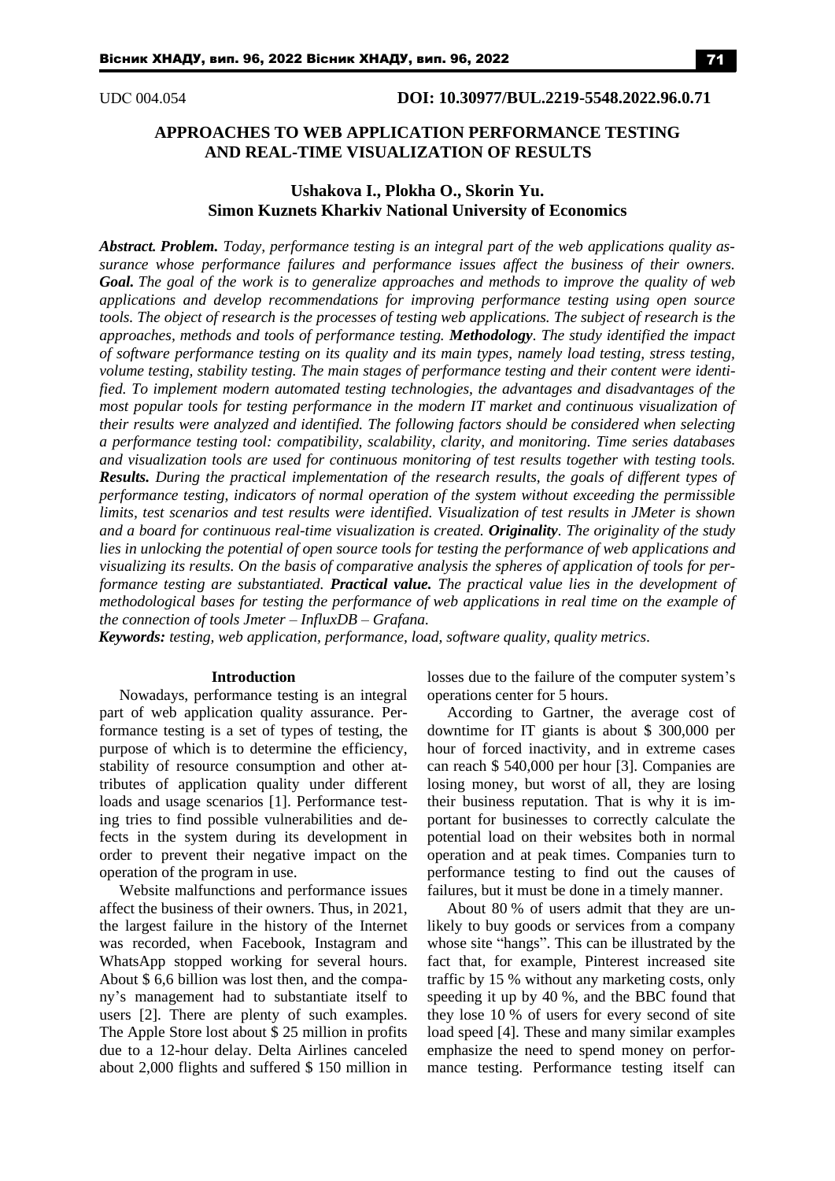UDC 004.054 **DOI: 10.30977/BUL.2219-5548.2022.96.0.71**

# APPROACHES TO WEB APPLICATION PERFORMANCE TESTING AND REAL-TIME VISUALIZATION OF RESULTS

**Ushakova I., Plokha O., Skorin Yu.**
**Simon Kuznets Kharkiv National University of Economics**

***Abstract. Problem.*** *Today, performance testing is an integral part of the web applications quality assurance whose performance failures and performance issues affect the business of their owners.* ***Goal.*** *The goal of the work is to generalize approaches and methods to improve the quality of web applications and develop recommendations for improving performance testing using open source tools. The object of research is the processes of testing web applications. The subject of research is the approaches, methods and tools of performance testing.* ***Methodology****. The study identified the impact of software performance testing on its quality and its main types, namely load testing, stress testing, volume testing, stability testing. The main stages of performance testing and their content were identified. To implement modern automated testing technologies, the advantages and disadvantages of the most popular tools for testing performance in the modern IT market and continuous visualization of their results were analyzed and identified. The following factors should be considered when selecting a performance testing tool: compatibility, scalability, clarity, and monitoring. Time series databases and visualization tools are used for continuous monitoring of test results together with testing tools.* ***Results.*** *During the practical implementation of the research results, the goals of different types of performance testing, indicators of normal operation of the system without exceeding the permissible limits, test scenarios and test results were identified. Visualization of test results in JMeter is shown and a board for continuous real-time visualization is created.* ***Originality****. The originality of the study lies in unlocking the potential of open source tools for testing the performance of web applications and visualizing its results. On the basis of comparative analysis the spheres of application of tools for performance testing are substantiated.* ***Practical value.*** *The practical value lies in the development of methodological bases for testing the performance of web applications in real time on the example of the connection of tools Jmeter – InfluxDB – Grafana.*

***Keywords:*** *testing, web application, performance, load, software quality, quality metrics.*

## Introduction

Nowadays, performance testing is an integral part of web application quality assurance. Performance testing is a set of types of testing, the purpose of which is to determine the efficiency, stability of resource consumption and other attributes of application quality under different loads and usage scenarios [1]. Performance testing tries to find possible vulnerabilities and defects in the system during its development in order to prevent their negative impact on the operation of the program in use.

Website malfunctions and performance issues affect the business of their owners. Thus, in 2021, the largest failure in the history of the Internet was recorded, when Facebook, Instagram and WhatsApp stopped working for several hours. About \$ 6,6 billion was lost then, and the company's management had to substantiate itself to users [2]. There are plenty of such examples. The Apple Store lost about \$ 25 million in profits due to a 12-hour delay. Delta Airlines canceled about 2,000 flights and suffered \$ 150 million in losses due to the failure of the computer system's operations center for 5 hours.

According to Gartner, the average cost of downtime for IT giants is about \$ 300,000 per hour of forced inactivity, and in extreme cases can reach \$ 540,000 per hour [3]. Companies are losing money, but worst of all, they are losing their business reputation. That is why it is important for businesses to correctly calculate the potential load on their websites both in normal operation and at peak times. Companies turn to performance testing to find out the causes of failures, but it must be done in a timely manner.

About 80 % of users admit that they are unlikely to buy goods or services from a company whose site "hangs". This can be illustrated by the fact that, for example, Pinterest increased site traffic by 15 % without any marketing costs, only speeding it up by 40 %, and the BBC found that they lose 10 % of users for every second of site load speed [4]. These and many similar examples emphasize the need to spend money on performance testing. Performance testing itself can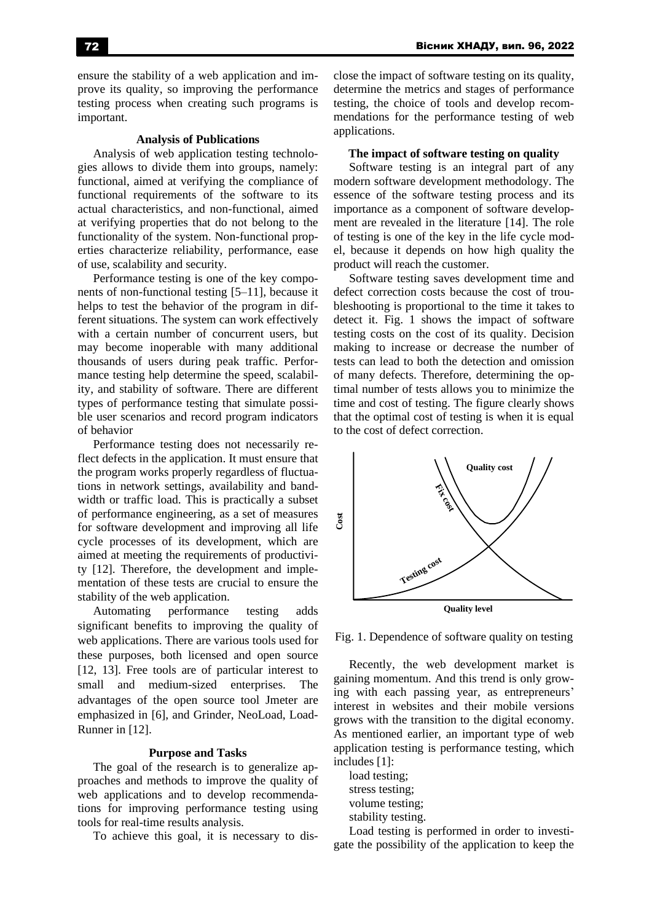ensure the stability of a web application and improve its quality, so improving the performance testing process when creating such programs is important.

## Analysis of Publications

Analysis of web application testing technologies allows to divide them into groups, namely: functional, aimed at verifying the compliance of functional requirements of the software to its actual characteristics, and non-functional, aimed at verifying properties that do not belong to the functionality of the system. Non-functional properties characterize reliability, performance, ease of use, scalability and security.

Performance testing is one of the key components of non-functional testing [5–11], because it helps to test the behavior of the program in different situations. The system can work effectively with a certain number of concurrent users, but may become inoperable with many additional thousands of users during peak traffic. Performance testing help determine the speed, scalability, and stability of software. There are different types of performance testing that simulate possible user scenarios and record program indicators of behavior

Performance testing does not necessarily reflect defects in the application. It must ensure that the program works properly regardless of fluctuations in network settings, availability and bandwidth or traffic load. This is practically a subset of performance engineering, as a set of measures for software development and improving all life cycle processes of its development, which are aimed at meeting the requirements of productivity [12]. Therefore, the development and implementation of these tests are crucial to ensure the stability of the web application.

Automating performance testing adds significant benefits to improving the quality of web applications. There are various tools used for these purposes, both licensed and open source [12, 13]. Free tools are of particular interest to small and medium-sized enterprises. The advantages of the open source tool Jmeter are emphasized in [6], and Grinder, NeoLoad, LoadRunner in [12].

## Purpose and Tasks

The goal of the research is to generalize approaches and methods to improve the quality of web applications and to develop recommendations for improving performance testing using tools for real-time results analysis.

To achieve this goal, it is necessary to disclose the impact of software testing on its quality, determine the metrics and stages of performance testing, the choice of tools and develop recommendations for the performance testing of web applications.

## The impact of software testing on quality

Software testing is an integral part of any modern software development methodology. The essence of the software testing process and its importance as a component of software development are revealed in the literature [14]. The role of testing is one of the key in the life cycle model, because it depends on how high quality the product will reach the customer.

Software testing saves development time and defect correction costs because the cost of troubleshooting is proportional to the time it takes to detect it. Fig. 1 shows the impact of software testing costs on the cost of its quality. Decision making to increase or decrease the number of tests can lead to both the detection and omission of many defects. Therefore, determining the optimal number of tests allows you to minimize the time and cost of testing. The figure clearly shows that the optimal cost of testing is when it is equal to the cost of defect correction.

Quality cost
Fix cost
Cost
Testing cost
Quality level

Fig. 1. Dependence of software quality on testing

Recently, the web development market is gaining momentum. And this trend is only growing with each passing year, as entrepreneurs' interest in websites and their mobile versions grows with the transition to the digital economy. As mentioned earlier, an important type of web application testing is performance testing, which includes [1]:

load testing;
stress testing;
volume testing;
stability testing.

Load testing is performed in order to investigate the possibility of the application to keep the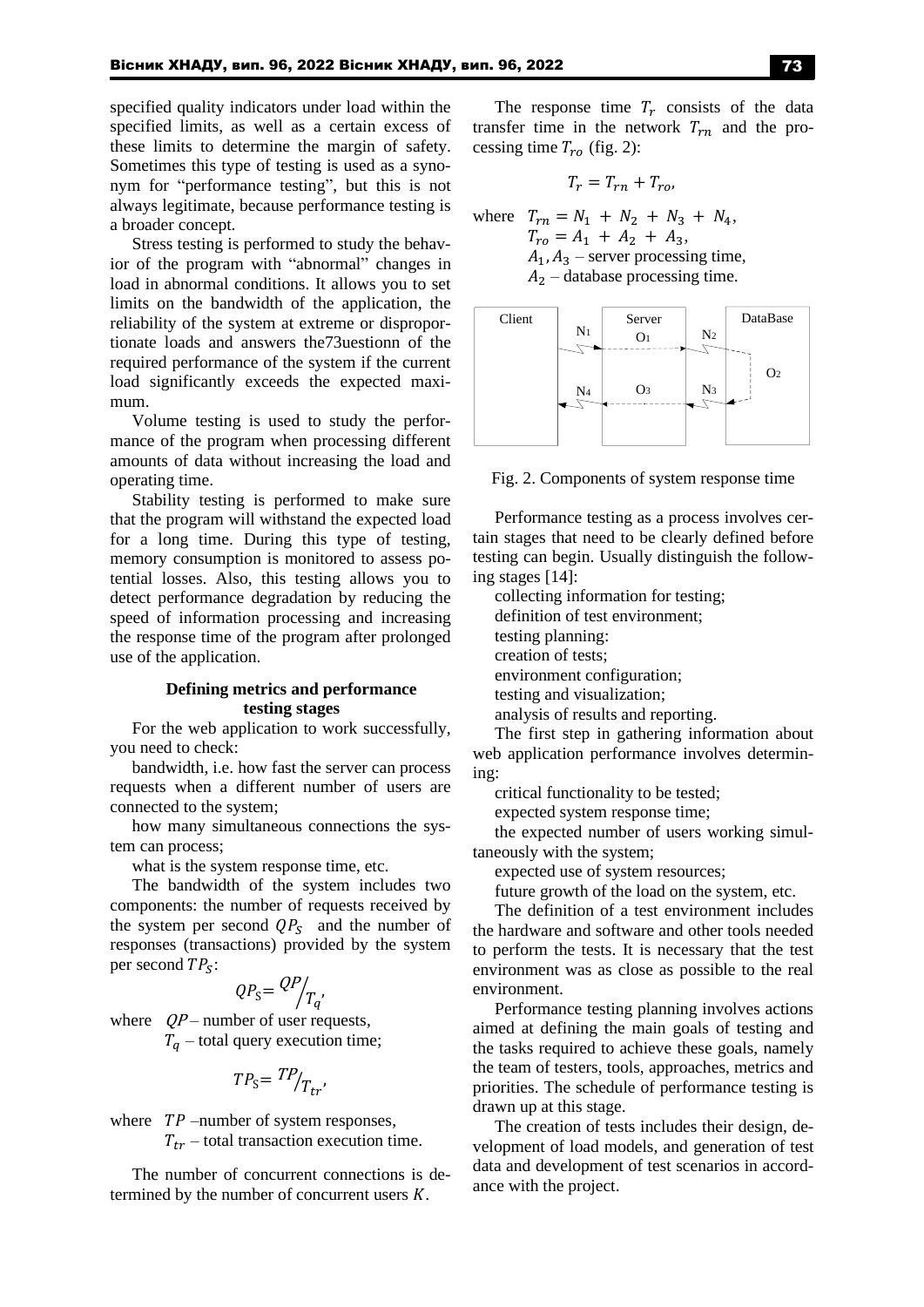specified quality indicators under load within the specified limits, as well as a certain excess of these limits to determine the margin of safety. Sometimes this type of testing is used as a synonym for "performance testing", but this is not always legitimate, because performance testing is a broader concept.

Stress testing is performed to study the behavior of the program with "abnormal" changes in load in abnormal conditions. It allows you to set limits on the bandwidth of the application, the reliability of the system at extreme or disproportionate loads and answers the73uestionn of the required performance of the system if the current load significantly exceeds the expected maximum.

Volume testing is used to study the performance of the program when processing different amounts of data without increasing the load and operating time.

Stability testing is performed to make sure that the program will withstand the expected load for a long time. During this type of testing, memory consumption is monitored to assess potential losses. Also, this testing allows you to detect performance degradation by reducing the speed of information processing and increasing the response time of the program after prolonged use of the application.

### Defining metrics and performance testing stages

For the web application to work successfully, you need to check:

bandwidth, i.e. how fast the server can process requests when a different number of users are connected to the system;

how many simultaneous connections the system can process;

what is the system response time, etc.

The bandwidth of the system includes two components: the number of requests received by the system per second $QP_S$ and the number of responses (transactions) provided by the system per second $TP_S$:

$$QP_S = QP / T_q,$$

where $QP$ – number of user requests,
$T_q$ – total query execution time;

$$TP_S = TP / T_{tr},$$

where $TP$ –number of system responses,
$T_{tr}$ – total transaction execution time.

The number of concurrent connections is determined by the number of concurrent users $K$.

The response time $T_r$ consists of the data transfer time in the network $T_{rn}$ and the processing time $T_{ro}$ (fig. 2):

$$T_r = T_{rn} + T_{ro},$$

where $T_{rn} = N_1 + N_2 + N_3 + N_4$,
$T_{ro} = A_1 + A_2 + A_3$,
$A_1, A_3$ – server processing time,
$A_2$ – database processing time.

Client
Server
DataBase
N1
O1
N2
O2
N4
O3
N3

Fig. 2. Components of system response time

Performance testing as a process involves certain stages that need to be clearly defined before testing can begin. Usually distinguish the following stages [14]:

collecting information for testing;

definition of test environment;

testing planning:

creation of tests;

environment configuration;

testing and visualization;

analysis of results and reporting.

The first step in gathering information about web application performance involves determining:

critical functionality to be tested;

expected system response time;

the expected number of users working simultaneously with the system;

expected use of system resources;

future growth of the load on the system, etc.

The definition of a test environment includes the hardware and software and other tools needed to perform the tests. It is necessary that the test environment was as close as possible to the real environment.

Performance testing planning involves actions aimed at defining the main goals of testing and the tasks required to achieve these goals, namely the team of testers, tools, approaches, metrics and priorities. The schedule of performance testing is drawn up at this stage.

The creation of tests includes their design, development of load models, and generation of test data and development of test scenarios in accordance with the project.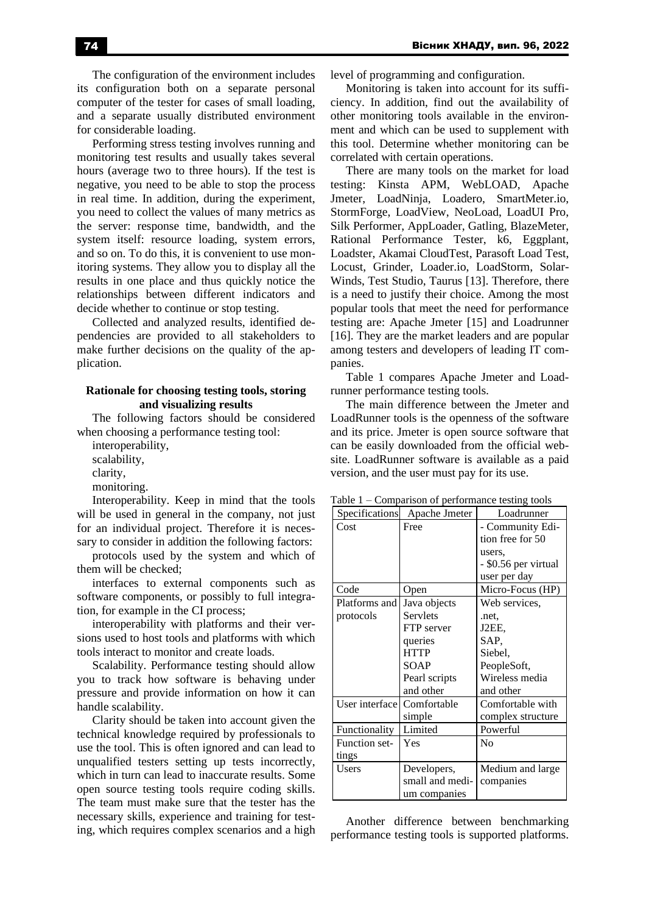The configuration of the environment includes its configuration both on a separate personal computer of the tester for cases of small loading, and a separate usually distributed environment for considerable loading.

Performing stress testing involves running and monitoring test results and usually takes several hours (average two to three hours). If the test is negative, you need to be able to stop the process in real time. In addition, during the experiment, you need to collect the values of many metrics as the server: response time, bandwidth, and the system itself: resource loading, system errors, and so on. To do this, it is convenient to use monitoring systems. They allow you to display all the results in one place and thus quickly notice the relationships between different indicators and decide whether to continue or stop testing.

Collected and analyzed results, identified dependencies are provided to all stakeholders to make further decisions on the quality of the application.

## Rationale for choosing testing tools, storing and visualizing results

The following factors should be considered when choosing a performance testing tool:

interoperability,

scalability,

clarity,

monitoring.

Interoperability. Keep in mind that the tools will be used in general in the company, not just for an individual project. Therefore it is necessary to consider in addition the following factors:

protocols used by the system and which of them will be checked;

interfaces to external components such as software components, or possibly to full integration, for example in the CI process;

interoperability with platforms and their versions used to host tools and platforms with which tools interact to monitor and create loads.

Scalability. Performance testing should allow you to track how software is behaving under pressure and provide information on how it can handle scalability.

Clarity should be taken into account given the technical knowledge required by professionals to use the tool. This is often ignored and can lead to unqualified testers setting up tests incorrectly, which in turn can lead to inaccurate results. Some open source testing tools require coding skills. The team must make sure that the tester has the necessary skills, experience and training for testing, which requires complex scenarios and a high level of programming and configuration.

Monitoring is taken into account for its sufficiency. In addition, find out the availability of other monitoring tools available in the environment and which can be used to supplement with this tool. Determine whether monitoring can be correlated with certain operations.

There are many tools on the market for load testing: Kinsta APM, WebLOAD, Apache Jmeter, LoadNinja, Loadero, SmartMeter.io, StormForge, LoadView, NeoLoad, LoadUI Pro, Silk Performer, AppLoader, Gatling, BlazeMeter, Rational Performance Tester, k6, Eggplant, Loadster, Akamai CloudTest, Parasoft Load Test, Locust, Grinder, Loader.io, LoadStorm, SolarWinds, Test Studio, Taurus [13]. Therefore, there is a need to justify their choice. Among the most popular tools that meet the need for performance testing are: Apache Jmeter [15] and Loadrunner [16]. They are the market leaders and are popular among testers and developers of leading IT companies.

Table 1 compares Apache Jmeter and Loadrunner performance testing tools.

The main difference between the Jmeter and LoadRunner tools is the openness of the software and its price. Jmeter is open source software that can be easily downloaded from the official website. LoadRunner software is available as a paid version, and the user must pay for its use.

Table 1 – Comparison of performance testing tools

| Specifications | Apache Jmeter | Loadrunner |
|---|---|---|
| Cost | Free | - Community Edition free for 50 users, - $0.56 per virtual user per day |
| Code | Open | Micro-Focus (HP) |
| Platforms and protocols | Java objects Servlets FTP server queries HTTP SOAP Pearl scripts and other | Web services, .net, J2EE, SAP, Siebel, PeopleSoft, Wireless media and other |
| User interface | Comfortable simple | Comfortable with complex structure |
| Functionality | Limited | Powerful |
| Function settings | Yes | No |
| Users | Developers, small and medium companies | Medium and large companies |

Another difference between benchmarking performance testing tools is supported platforms.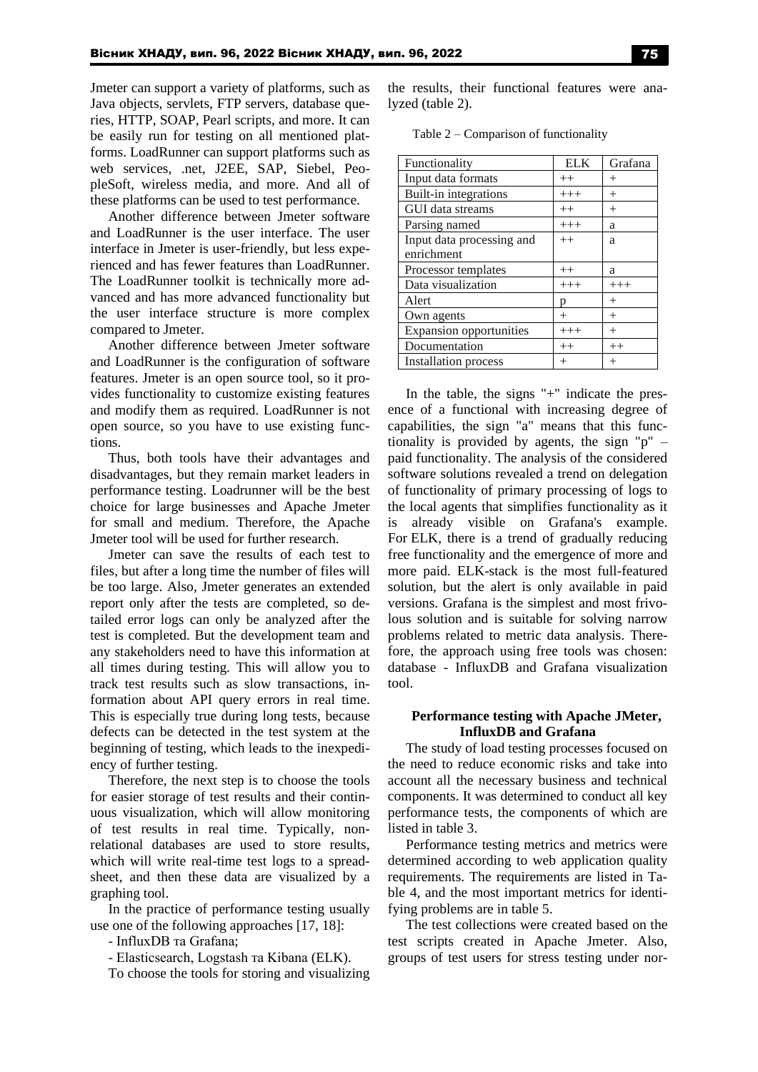Jmeter can support a variety of platforms, such as Java objects, servlets, FTP servers, database queries, HTTP, SOAP, Pearl scripts, and more. It can be easily run for testing on all mentioned platforms. LoadRunner can support platforms such as web services, .net, J2EE, SAP, Siebel, PeopleSoft, wireless media, and more. And all of these platforms can be used to test performance.

Another difference between Jmeter software and LoadRunner is the user interface. The user interface in Jmeter is user-friendly, but less experienced and has fewer features than LoadRunner. The LoadRunner toolkit is technically more advanced and has more advanced functionality but the user interface structure is more complex compared to Jmeter.

Another difference between Jmeter software and LoadRunner is the configuration of software features. Jmeter is an open source tool, so it provides functionality to customize existing features and modify them as required. LoadRunner is not open source, so you have to use existing functions.

Thus, both tools have their advantages and disadvantages, but they remain market leaders in performance testing. Loadrunner will be the best choice for large businesses and Apache Jmeter for small and medium. Therefore, the Apache Jmeter tool will be used for further research.

Jmeter can save the results of each test to files, but after a long time the number of files will be too large. Also, Jmeter generates an extended report only after the tests are completed, so detailed error logs can only be analyzed after the test is completed. But the development team and any stakeholders need to have this information at all times during testing. This will allow you to track test results such as slow transactions, information about API query errors in real time. This is especially true during long tests, because defects can be detected in the test system at the beginning of testing, which leads to the inexpediency of further testing.

Therefore, the next step is to choose the tools for easier storage of test results and their continuous visualization, which will allow monitoring of test results in real time. Typically, non-relational databases are used to store results, which will write real-time test logs to a spreadsheet, and then these data are visualized by a graphing tool.

In the practice of performance testing usually use one of the following approaches [17, 18]:

- InfluxDB та Grafana;
- Elasticsearch, Logstash та Kibana (ELK).

To choose the tools for storing and visualizing the results, their functional features were analyzed (table 2).

Table 2 – Comparison of functionality

| Functionality | ELK | Grafana |
|---|---|---|
| Input data formats | ++ | + |
| Built-in integrations | +++ | + |
| GUI data streams | ++ | + |
| Parsing named | +++ | a |
| Input data processing and enrichment | ++ | a |
| Processor templates | ++ | a |
| Data visualization | +++ | +++ |
| Alert | p | + |
| Own agents | + | + |
| Expansion opportunities | +++ | + |
| Documentation | ++ | ++ |
| Installation process | + | + |

In the table, the signs "+" indicate the presence of a functional with increasing degree of capabilities, the sign "a" means that this functionality is provided by agents, the sign "p" – paid functionality. The analysis of the considered software solutions revealed a trend on delegation of functionality of primary processing of logs to the local agents that simplifies functionality as it is already visible on Grafana's example. For ELK, there is a trend of gradually reducing free functionality and the emergence of more and more paid. ELK-stack is the most full-featured solution, but the alert is only available in paid versions. Grafana is the simplest and most frivolous solution and is suitable for solving narrow problems related to metric data analysis. Therefore, the approach using free tools was chosen: database - InfluxDB and Grafana visualization tool.

## Performance testing with Apache JMeter, InfluxDB and Grafana

The study of load testing processes focused on the need to reduce economic risks and take into account all the necessary business and technical components. It was determined to conduct all key performance tests, the components of which are listed in table 3.

Performance testing metrics and metrics were determined according to web application quality requirements. The requirements are listed in Table 4, and the most important metrics for identifying problems are in table 5.

The test collections were created based on the test scripts created in Apache Jmeter. Also, groups of test users for stress testing under nor-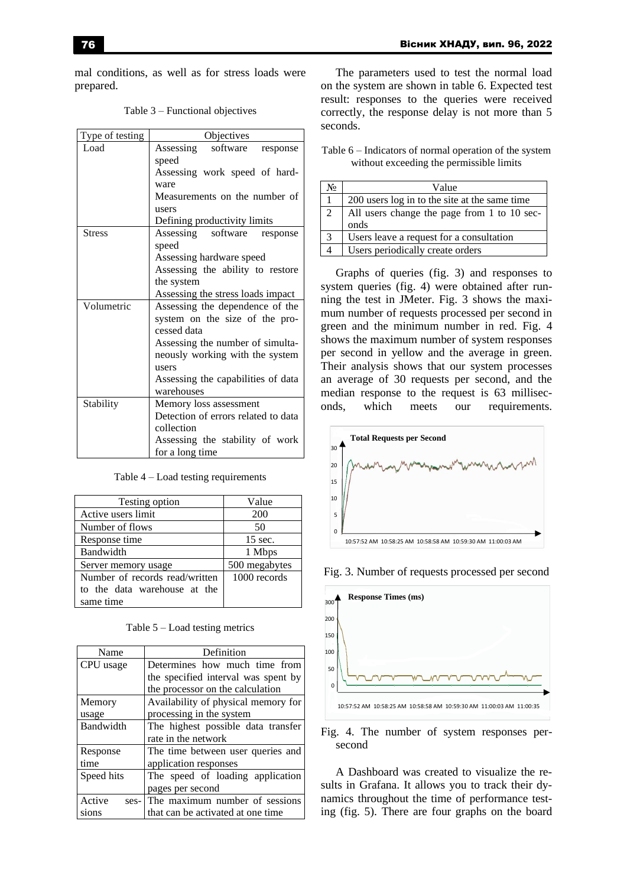mal conditions, as well as for stress loads were prepared.

Table 3 – Functional objectives

| Type of testing | Objectives |
|---|---|
| Load | Assessing software response speed<br>Assessing work speed of hardware<br>Measurements on the number of users<br>Defining productivity limits |
| Stress | Assessing software response speed<br>Assessing hardware speed<br>Assessing the ability to restore the system<br>Assessing the stress loads impact |
| Volumetric | Assessing the dependence of the system on the size of the processed data<br>Assessing the number of simultaneously working with the system users<br>Assessing the capabilities of data warehouses |
| Stability | Memory loss assessment<br>Detection of errors related to data collection<br>Assessing the stability of work for a long time |

Table 4 – Load testing requirements

| Testing option | Value |
|---|---|
| Active users limit | 200 |
| Number of flows | 50 |
| Response time | 15 sec. |
| Bandwidth | 1 Mbps |
| Server memory usage | 500 megabytes |
| Number of records read/written to the data warehouse at the same time | 1000 records |

Table 5 – Load testing metrics

| Name | Definition |
|---|---|
| CPU usage | Determines how much time from the specified interval was spent by the processor on the calculation |
| Memory usage | Availability of physical memory for processing in the system |
| Bandwidth | The highest possible data transfer rate in the network |
| Response time | The time between user queries and application responses |
| Speed hits | The speed of loading application pages per second |
| Active sessions | The maximum number of sessions that can be activated at one time |

The parameters used to test the normal load on the system are shown in table 6. Expected test result: responses to the queries were received correctly, the response delay is not more than 5 seconds.

Table 6 – Indicators of normal operation of the system without exceeding the permissible limits

| № | Value |
|---|---|
| 1 | 200 users log in to the site at the same time |
| 2 | All users change the page from 1 to 10 seconds |
| 3 | Users leave a request for a consultation |
| 4 | Users periodically create orders |

Graphs of queries (fig. 3) and responses to system queries (fig. 4) were obtained after running the test in JMeter. Fig. 3 shows the maximum number of requests processed per second in green and the minimum number in red. Fig. 4 shows the maximum number of system responses per second in yellow and the average in green. Their analysis shows that our system processes an average of 30 requests per second, and the median response to the request is 63 milliseconds, which meets our requirements.

Total Requests per Second
30
20
15
10
5
0
10:57:52 AM 10:58:25 AM 10:58:58 AM 10:59:30 AM 11:00:03 AM

Fig. 3. Number of requests processed per second

Response Times (ms)
300
200
150
100
50
0
10:57:52 AM 10:58:25 AM 10:58:58 AM 10:59:30 AM 11:00:03 AM 11:00:35

Fig. 4. The number of system responses per second

A Dashboard was created to visualize the results in Grafana. It allows you to track their dynamics throughout the time of performance testing (fig. 5). There are four graphs on the board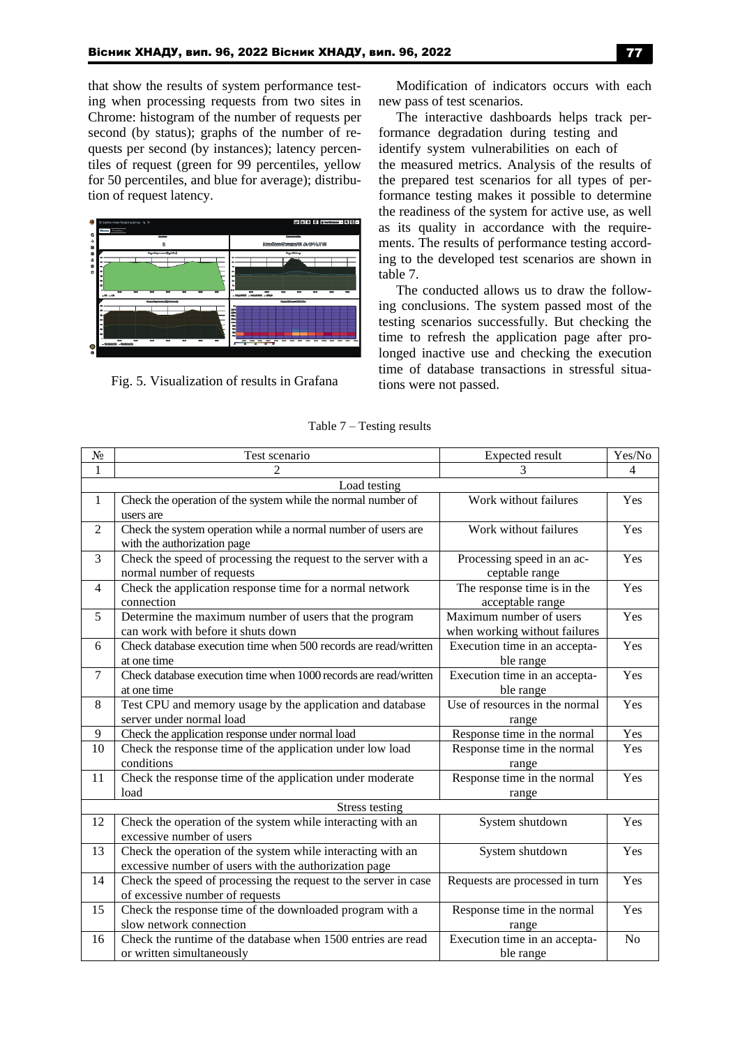that show the results of system performance testing when processing requests from two sites in Chrome: histogram of the number of requests per second (by status); graphs of the number of requests per second (by instances); latency percentiles of request (green for 99 percentiles, yellow for 50 percentiles, and blue for average); distribution of request latency.

Fig. 5. Visualization of results in Grafana

Modification of indicators occurs with each new pass of test scenarios.

The interactive dashboards helps track performance degradation during testing and identify system vulnerabilities on each of the measured metrics. Analysis of the results of the prepared test scenarios for all types of performance testing makes it possible to determine the readiness of the system for active use, as well as its quality in accordance with the requirements. The results of performance testing according to the developed test scenarios are shown in table 7.

The conducted allows us to draw the following conclusions. The system passed most of the testing scenarios successfully. But checking the time to refresh the application page after prolonged inactive use and checking the execution time of database transactions in stressful situations were not passed.

Table 7 – Testing results

| № | Test scenario | Expected result | Yes/No |
|---|---|---|---|
| 1 | 2 | 3 | 4 |
| | Load testing | | |
| 1 | Check the operation of the system while the normal number of users are | Work without failures | Yes |
| 2 | Check the system operation while a normal number of users are with the authorization page | Work without failures | Yes |
| 3 | Check the speed of processing the request to the server with a normal number of requests | Processing speed in an acceptable range | Yes |
| 4 | Check the application response time for a normal network connection | The response time is in the acceptable range | Yes |
| 5 | Determine the maximum number of users that the program can work with before it shuts down | Maximum number of users when working without failures | Yes |
| 6 | Check database execution time when 500 records are read/written at one time | Execution time in an acceptable range | Yes |
| 7 | Check database execution time when 1000 records are read/written at one time | Execution time in an acceptable range | Yes |
| 8 | Test CPU and memory usage by the application and database server under normal load | Use of resources in the normal range | Yes |
| 9 | Check the application response under normal load | Response time in the normal | Yes |
| 10 | Check the response time of the application under low load conditions | Response time in the normal range | Yes |
| 11 | Check the response time of the application under moderate load | Response time in the normal range | Yes |
| | Stress testing | | |
| 12 | Check the operation of the system while interacting with an excessive number of users | System shutdown | Yes |
| 13 | Check the operation of the system while interacting with an excessive number of users with the authorization page | System shutdown | Yes |
| 14 | Check the speed of processing the request to the server in case of excessive number of requests | Requests are processed in turn | Yes |
| 15 | Check the response time of the downloaded program with a slow network connection | Response time in the normal range | Yes |
| 16 | Check the runtime of the database when 1500 entries are read or written simultaneously | Execution time in an acceptable range | No |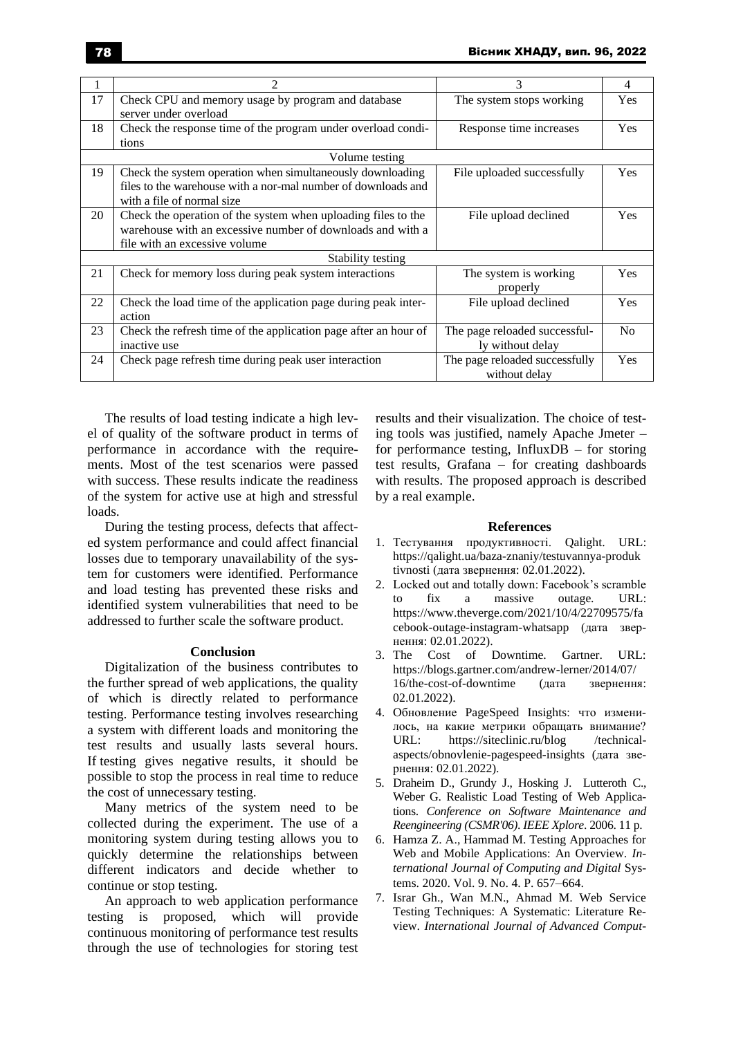| 1 | 2 | 3 | 4 |
|---|---|---|---|
| 17 | Check CPU and memory usage by program and database server under overload | The system stops working | Yes |
| 18 | Check the response time of the program under overload conditions | Response time increases | Yes |
| Volume testing | | | |
| 19 | Check the system operation when simultaneously downloading files to the warehouse with a nor-mal number of downloads and with a file of normal size | File uploaded successfully | Yes |
| 20 | Check the operation of the system when uploading files to the warehouse with an excessive number of downloads and with a file with an excessive volume | File upload declined | Yes |
| Stability testing | | | |
| 21 | Check for memory loss during peak system interactions | The system is working properly | Yes |
| 22 | Check the load time of the application page during peak interaction | File upload declined | Yes |
| 23 | Check the refresh time of the application page after an hour of inactive use | The page reloaded successfully without delay | No |
| 24 | Check page refresh time during peak user interaction | The page reloaded successfully without delay | Yes |

The results of load testing indicate a high level of quality of the software product in terms of performance in accordance with the requirements. Most of the test scenarios were passed with success. These results indicate the readiness of the system for active use at high and stressful loads.

During the testing process, defects that affected system performance and could affect financial losses due to temporary unavailability of the system for customers were identified. Performance and load testing has prevented these risks and identified system vulnerabilities that need to be addressed to further scale the software product.

## Conclusion

Digitalization of the business contributes to the further spread of web applications, the quality of which is directly related to performance testing. Performance testing involves researching a system with different loads and monitoring the test results and usually lasts several hours. If testing gives negative results, it should be possible to stop the process in real time to reduce the cost of unnecessary testing.

Many metrics of the system need to be collected during the experiment. The use of a monitoring system during testing allows you to quickly determine the relationships between different indicators and decide whether to continue or stop testing.

An approach to web application performance testing is proposed, which will provide continuous monitoring of performance test results through the use of technologies for storing test results and their visualization. The choice of testing tools was justified, namely Apache Jmeter – for performance testing, InfluxDB – for storing test results, Grafana – for creating dashboards with results. The proposed approach is described by a real example.

## References

1. Тестування продуктивності. Qalight. URL: https://qalight.ua/baza-znaniy/testuvannya-produktivnosti (дата звернення: 02.01.2022).
2. Locked out and totally down: Facebook's scramble to fix a massive outage. URL: https://www.theverge.com/2021/10/4/22709575/facebook-outage-instagram-whatsapp (дата звернення: 02.01.2022).
3. The Cost of Downtime. Gartner. URL: https://blogs.gartner.com/andrew-lerner/2014/07/16/the-cost-of-downtime (дата звернення: 02.01.2022).
4. Обновление PageSpeed Insights: что изменилось, на какие метрики обращать внимание? URL: https://siteclinic.ru/blog/technical-aspects/obnovlenie-pagespeed-insights (дата звернення: 02.01.2022).
5. Draheim D., Grundy J., Hosking J. Lutteroth C., Weber G. Realistic Load Testing of Web Applications. *Conference on Software Maintenance and Reengineering (CSMR'06). IEEE Xplore*. 2006. 11 p.
6. Hamza Z. A., Hammad M. Testing Approaches for Web and Mobile Applications: An Overview. *International Journal of Computing and Digital* Systems. 2020. Vol. 9. No. 4. P. 657–664.
7. Israr Gh., Wan M.N., Ahmad M. Web Service Testing Techniques: A Systematic: Literature Review. *International Journal of Advanced Comput-*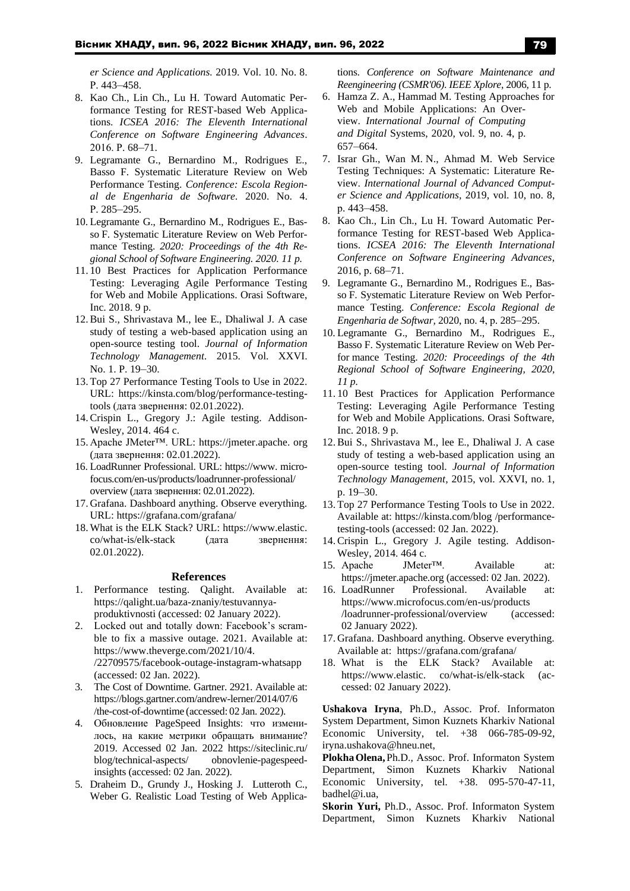*er Science and Applications.* 2019. Vol. 10. No. 8. P. 443–458.

8. Kao Ch., Lin Ch., Lu H. Toward Automatic Performance Testing for REST-based Web Applications. *ICSEA 2016: The Eleventh International Conference on Software Engineering Advances*. 2016. P. 68–71.
9. Legramante G., Bernardino M., Rodrigues E., Basso F. Systematic Literature Review on Web Performance Testing. *Conference: Escola Regional de Engenharia de Software*. 2020. No. 4. P. 285–295.
10. Legramante G., Bernardino M., Rodrigues E., Basso F. Systematic Literature Review on Web Performance Testing. *2020: Proceedings of the 4th Regional School of Software Engineering. 2020. 11 p.*
11. 10 Best Practices for Application Performance Testing: Leveraging Agile Performance Testing for Web and Mobile Applications. Orasi Software, Inc. 2018. 9 p.
12. Bui S., Shrivastava M., lee E., Dhaliwal J. A case study of testing a web-based application using an open-source testing tool. *Journal of Information Technology Management*. 2015. Vol. XXVI. No. 1. P. 19–30.
13. Top 27 Performance Testing Tools to Use in 2022. URL: https://kinsta.com/blog/performance-testing-tools (дата звернення: 02.01.2022).
14. Crispin L., Gregory J.: Agile testing. Addison-Wesley, 2014. 464 с.
15. Apache JMeter™. URL: https://jmeter.apache. org (дата звернення: 02.01.2022).
16. LoadRunner Professional. URL: https://www. microfocus.com/en-us/products/loadrunner-professional/overview (дата звернення: 02.01.2022).
17. Grafana. Dashboard anything. Observe everything. URL: https://grafana.com/grafana/
18. What is the ELK Stack? URL: https://www.elastic. co/what-is/elk-stack (дата звернення: 02.01.2022).

### References

1. Performance testing. Qalight. Available at: https://qalight.ua/baza-znaniy/testuvannya-produktivnosti (accessed: 02 January 2022).
2. Locked out and totally down: Facebook's scramble to fix a massive outage. 2021. Available at: https://www.theverge.com/2021/10/4. /22709575/facebook-outage-instagram-whatsapp (accessed: 02 Jan. 2022).
3. The Cost of Downtime. Gartner. 2921. Available at: https://blogs.gartner.com/andrew-lerner/2014/07/6 /the-cost-of-downtime (accessed: 02 Jan. 2022).
4. Обновление PageSpeed Insights: что изменилось, на какие метрики обращать внимание? 2019. Accessed 02 Jan. 2022 https://siteclinic.ru/blog/technical-aspects/ obnovlenie-pagespeed-insights (accessed: 02 Jan. 2022).
5. Draheim D., Grundy J., Hosking J. Lutteroth C., Weber G. Realistic Load Testing of Web Applications. *Conference on Software Maintenance and Reengineering (CSMR'06). IEEE Xplore*, 2006, 11 p.
6. Hamza Z. A., Hammad M. Testing Approaches for Web and Mobile Applications: An Overview. *International Journal of Computing and Digital* Systems, 2020, vol. 9, no. 4, p. 657–664.
7. Israr Gh., Wan M. N., Ahmad M. Web Service Testing Techniques: A Systematic: Literature Review. *International Journal of Advanced Computer Science and Applications*, 2019, vol. 10, no. 8, p. 443–458.
8. Kao Ch., Lin Ch., Lu H. Toward Automatic Performance Testing for REST-based Web Applications. *ICSEA 2016: The Eleventh International Conference on Software Engineering Advances*, 2016, p. 68–71.
9. Legramante G., Bernardino M., Rodrigues E., Basso F. Systematic Literature Review on Web Performance Testing. *Conference: Escola Regional de Engenharia de Softwar*, 2020, no. 4, p. 285–295.
10. Legramante G., Bernardino M., Rodrigues E., Basso F. Systematic Literature Review on Web Perfor mance Testing. *2020: Proceedings of the 4th Regional School of Software Engineering, 2020, 11 p.*
11. 10 Best Practices for Application Performance Testing: Leveraging Agile Performance Testing for Web and Mobile Applications. Orasi Software, Inc. 2018. 9 p.
12. Bui S., Shrivastava M., lee E., Dhaliwal J. A case study of testing a web-based application using an open-source testing tool. *Journal of Information Technology Management*, 2015, vol. XXVI, no. 1, p. 19–30.
13. Top 27 Performance Testing Tools to Use in 2022. Available at: https://kinsta.com/blog /performance-testing-tools (accessed: 02 Jan. 2022).
14. Crispin L., Gregory J. Agile testing. Addison-Wesley, 2014. 464 c.
15. Apache JMeter™. Available at: https://jmeter.apache.org (accessed: 02 Jan. 2022).
16. LoadRunner Professional. Available at: https://www.microfocus.com/en-us/products /loadrunner-professional/overview (accessed: 02 January 2022).
17. Grafana. Dashboard anything. Observe everything. Available at: https://grafana.com/grafana/
18. What is the ELK Stack? Available at: https://www.elastic. co/what-is/elk-stack (accessed: 02 January 2022).

**Ushakova Iryna**, Ph.D., Assoc. Prof. Informaton System Department, Simon Kuznets Kharkiv National Economic University, tel. +38 066-785-09-92, iryna.ushakova@hneu.net,

**Plokha Olena,** Ph.D., Assoc. Prof. Informaton System Department, Simon Kuznets Kharkiv National Economic University, tel. +38. 095-570-47-11, badhel@i.ua,

**Skorin Yuri,** Ph.D., Assoc. Prof. Informaton System Department, Simon Kuznets Kharkiv National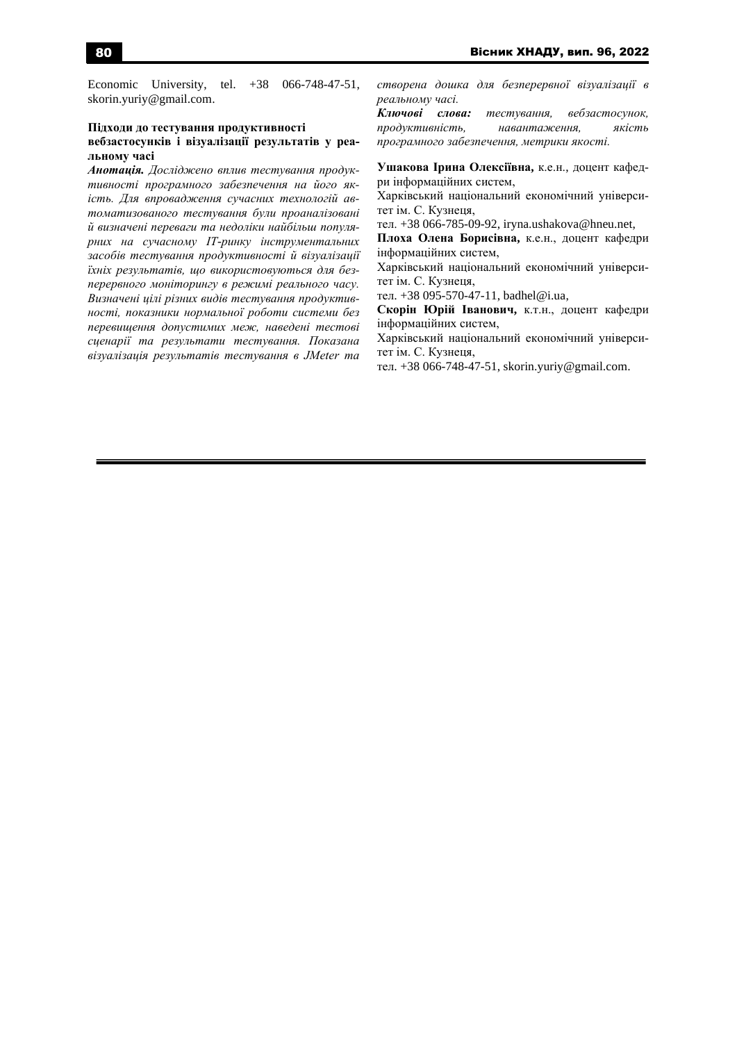Economic University, tel. +38 066-748-47-51, skorin.yuriy@gmail.com.

**Підходи до тестування продуктивності вебзастосунків і візуалізації результатів у реальному часі**

***Анотація.*** *Досліджено вплив тестування продуктивності програмного забезпечення на його якість. Для впровадження сучасних технологій автоматизованого тестування були проаналізовані й визначені переваги та недоліки найбільш популярних на сучасному IT-ринку інструментальних засобів тестування продуктивності й візуалізації їхніх результатів, що використовуються для безперервного моніторингу в режимі реального часу. Визначені цілі різних видів тестування продуктивності, показники нормальної роботи системи без перевищення допустимих меж, наведені тестові сценарії та результати тестування. Показана візуалізація результатів тестування в JMeter та створена дошка для безперервної візуалізації в реальному часі.*

***Ключові слова:*** *тестування, вебзастосунок, продуктивність, навантаження, якість програмного забезпечення, метрики якості.*

**Ушакова Ірина Олексіївна,** к.е.н., доцент кафедри інформаційних систем,
Харківський національний економічний університет ім. С. Кузнеця,
тел. +38 066-785-09-92, iryna.ushakova@hneu.net,
**Плоха Олена Борисівна,** к.е.н., доцент кафедри інформаційних систем,
Харківський національний економічний університет ім. С. Кузнеця,
тел. +38 095-570-47-11, badhel@i.ua,
**Скорін Юрій Іванович,** к.т.н., доцент кафедри інформаційних систем,
Харківський національний економічний університет ім. С. Кузнеця,
тел. +38 066-748-47-51, skorin.yuriy@gmail.com.